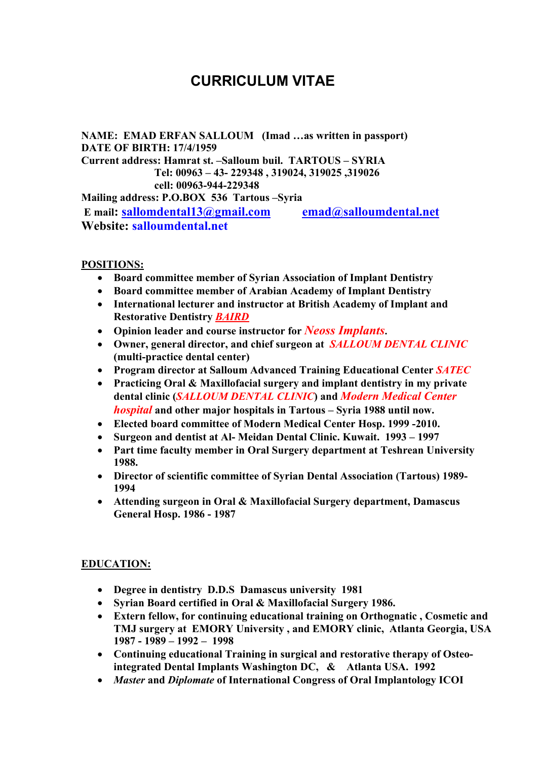# CURRICULUM VITAE

**NAME: EMAD ERFAN SALLOUM (Imad …as written in passport)**
**DATE OF BIRTH: 17/4/1959**
**Current address: Hamrat st. –Salloum buil. TARTOUS – SYRIA**
**Tel: 00963 – 43- 229348 , 319024, 319025 ,319026**
**cell: 00963-944-229348**
**Mailing address: P.O.BOX 536 Tartous –Syria**
**E mail: sallomdental13@gmail.com emad@salloumdental.net**
**Website: salloumdental.net**

## POSITIONS:

- **Board committee member of Syrian Association of Implant Dentistry**
- **Board committee member of Arabian Academy of Implant Dentistry**
- **International lecturer and instructor at British Academy of Implant and Restorative Dentistry *BAIRD***
- **Opinion leader and course instructor for *Neoss Implants*.**
- **Owner, general director, and chief surgeon at *SALLOUM DENTAL CLINIC* (multi-practice dental center)**
- **Program director at Salloum Advanced Training Educational Center *SATEC***
- **Practicing Oral & Maxillofacial surgery and implant dentistry in my private dental clinic (*SALLOUM DENTAL CLINIC*) and *Modern Medical Center hospital* and other major hospitals in Tartous – Syria 1988 until now.**
- **Elected board committee of Modern Medical Center Hosp. 1999 -2010.**
- **Surgeon and dentist at Al- Meidan Dental Clinic. Kuwait. 1993 – 1997**
- **Part time faculty member in Oral Surgery department at Teshrean University 1988.**
- **Director of scientific committee of Syrian Dental Association (Tartous) 1989-1994**
- **Attending surgeon in Oral & Maxillofacial Surgery department, Damascus General Hosp. 1986 - 1987**

## EDUCATION:

- **Degree in dentistry D.D.S Damascus university 1981**
- **Syrian Board certified in Oral & Maxillofacial Surgery 1986.**
- **Extern fellow, for continuing educational training on Orthognatic , Cosmetic and TMJ surgery at EMORY University , and EMORY clinic, Atlanta Georgia, USA 1987 - 1989 – 1992 – 1998**
- **Continuing educational Training in surgical and restorative therapy of Osteo-integrated Dental Implants Washington DC, & Atlanta USA. 1992**
- ***Master* and *Diplomate* of International Congress of Oral Implantology ICOI**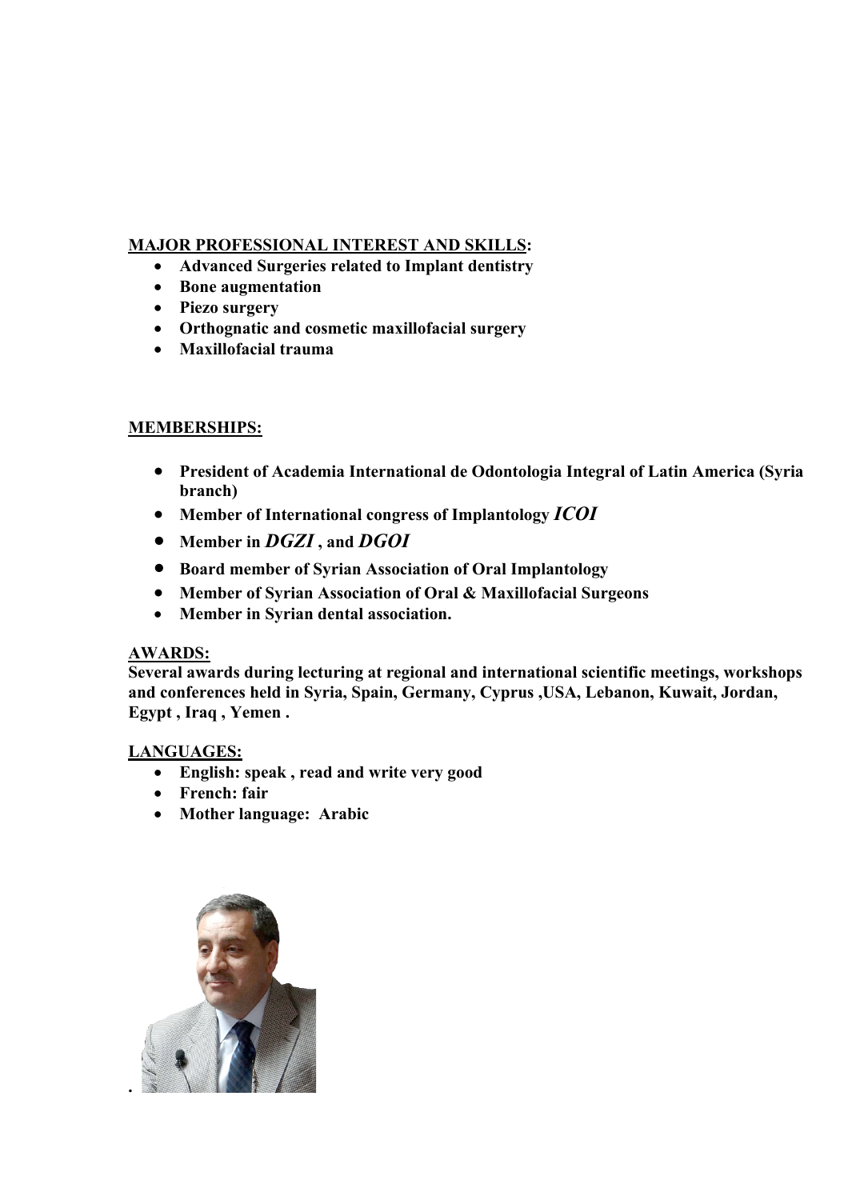**MAJOR PROFESSIONAL INTEREST AND SKILLS:**

- **Advanced Surgeries related to Implant dentistry**
- **Bone augmentation**
- **Piezo surgery**
- **Orthognatic and cosmetic maxillofacial surgery**
- **Maxillofacial trauma**

**MEMBERSHIPS:**

- **President of Academia International de Odontologia Integral of Latin America (Syria branch)**
- **Member of International congress of Implantology *ICOI***
- **Member in *DGZI* , and *DGOI***
- **Board member of Syrian Association of Oral Implantology**
- **Member of Syrian Association of Oral & Maxillofacial Surgeons**
- **Member in Syrian dental association.**

**AWARDS:**

**Several awards during lecturing at regional and international scientific meetings, workshops and conferences held in Syria, Spain, Germany, Cyprus ,USA, Lebanon, Kuwait, Jordan, Egypt , Iraq , Yemen .**

**LANGUAGES:**

- **English: speak , read and write very good**
- **French: fair**
- **Mother language: Arabic**

.